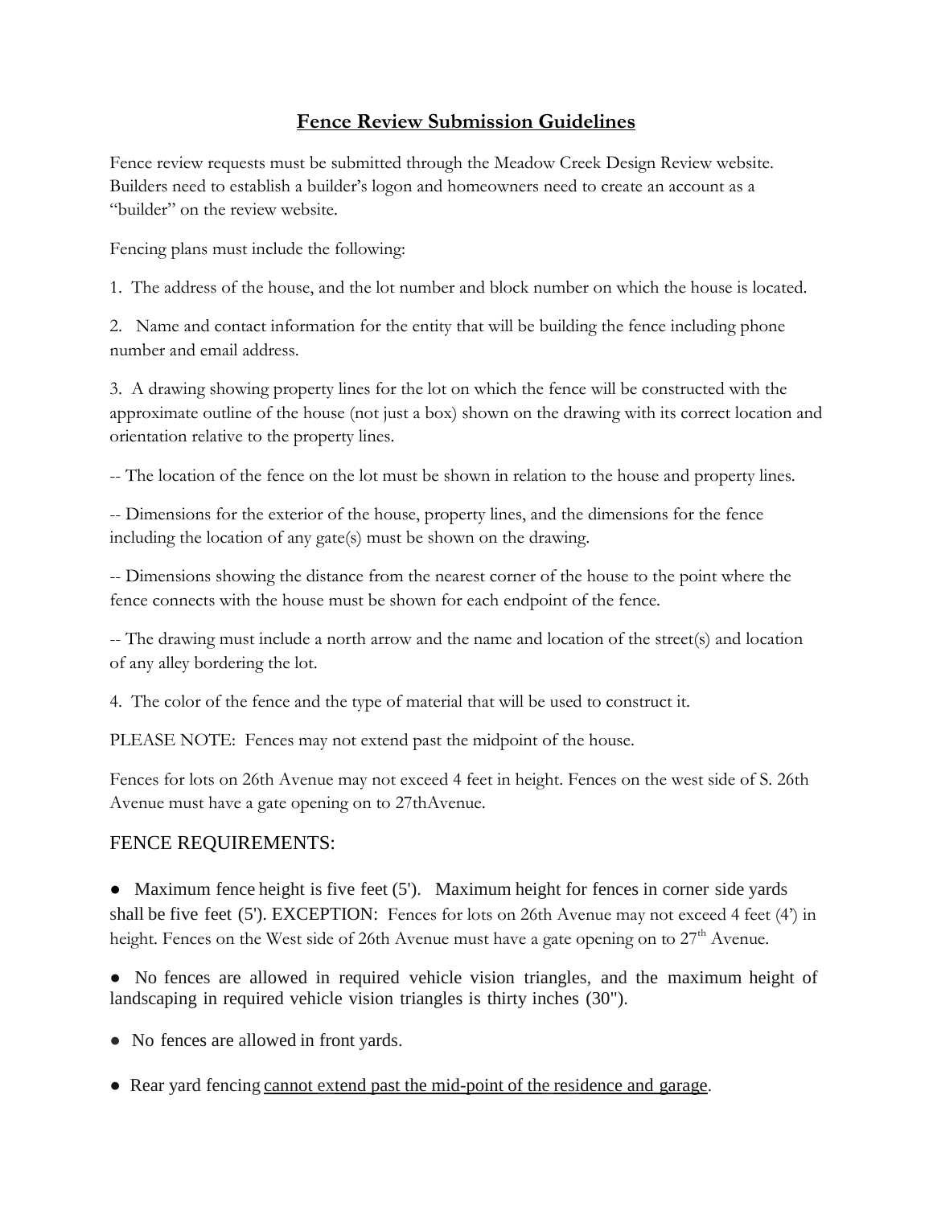# Fence Review Submission Guidelines

Fence review requests must be submitted through the Meadow Creek Design Review website. Builders need to establish a builder's logon and homeowners need to create an account as a "builder" on the review website.

Fencing plans must include the following:

1. The address of the house, and the lot number and block number on which the house is located.

2. Name and contact information for the entity that will be building the fence including phone number and email address.

3. A drawing showing property lines for the lot on which the fence will be constructed with the approximate outline of the house (not just a box) shown on the drawing with its correct location and orientation relative to the property lines.

-- The location of the fence on the lot must be shown in relation to the house and property lines.

-- Dimensions for the exterior of the house, property lines, and the dimensions for the fence including the location of any gate(s) must be shown on the drawing.

-- Dimensions showing the distance from the nearest corner of the house to the point where the fence connects with the house must be shown for each endpoint of the fence.

-- The drawing must include a north arrow and the name and location of the street(s) and location of any alley bordering the lot.

4. The color of the fence and the type of material that will be used to construct it.

PLEASE NOTE: Fences may not extend past the midpoint of the house.

Fences for lots on 26th Avenue may not exceed 4 feet in height. Fences on the west side of S. 26th Avenue must have a gate opening on to 27thAvenue.

## FENCE REQUIREMENTS:

- Maximum fence height is five feet (5'). Maximum height for fences in corner side yards shall be five feet (5'). EXCEPTION: Fences for lots on 26th Avenue may not exceed 4 feet (4') in height. Fences on the West side of 26th Avenue must have a gate opening on to 27th Avenue.

- No fences are allowed in required vehicle vision triangles, and the maximum height of landscaping in required vehicle vision triangles is thirty inches (30").

- No fences are allowed in front yards.

- Rear yard fencing <u>cannot extend past the mid-point of the residence and garage</u>.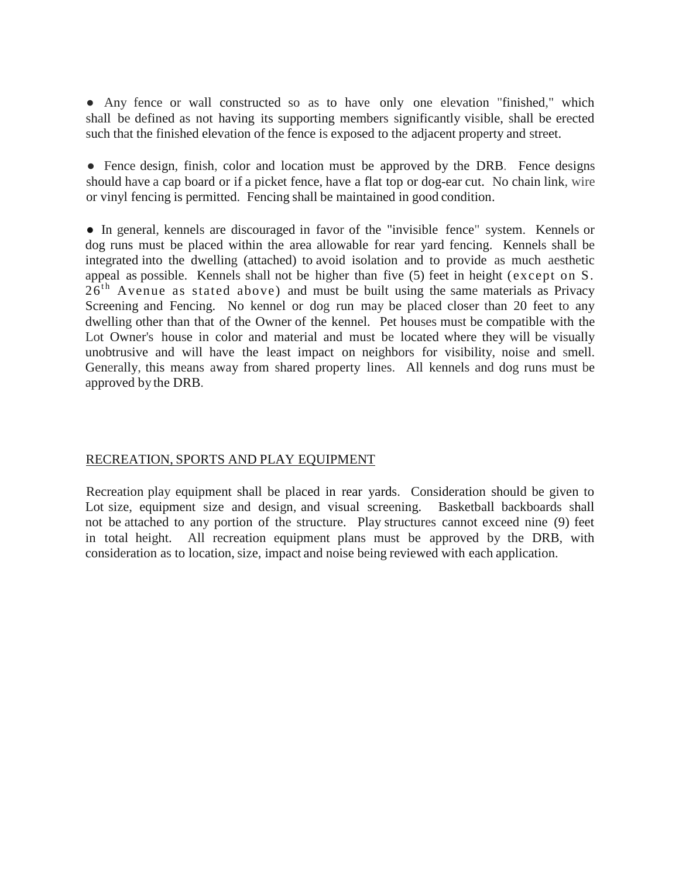- Any fence or wall constructed so as to have only one elevation "finished," which shall be defined as not having its supporting members significantly visible, shall be erected such that the finished elevation of the fence is exposed to the adjacent property and street.

- Fence design, finish, color and location must be approved by the DRB. Fence designs should have a cap board or if a picket fence, have a flat top or dog-ear cut. No chain link, wire or vinyl fencing is permitted. Fencing shall be maintained in good condition.

- In general, kennels are discouraged in favor of the "invisible fence" system. Kennels or dog runs must be placed within the area allowable for rear yard fencing. Kennels shall be integrated into the dwelling (attached) to avoid isolation and to provide as much aesthetic appeal as possible. Kennels shall not be higher than five (5) feet in height (except on S. 26th Avenue as stated above) and must be built using the same materials as Privacy Screening and Fencing. No kennel or dog run may be placed closer than 20 feet to any dwelling other than that of the Owner of the kennel. Pet houses must be compatible with the Lot Owner's house in color and material and must be located where they will be visually unobtrusive and will have the least impact on neighbors for visibility, noise and smell. Generally, this means away from shared property lines. All kennels and dog runs must be approved by the DRB.

## RECREATION, SPORTS AND PLAY EQUIPMENT

Recreation play equipment shall be placed in rear yards. Consideration should be given to Lot size, equipment size and design, and visual screening. Basketball backboards shall not be attached to any portion of the structure. Play structures cannot exceed nine (9) feet in total height. All recreation equipment plans must be approved by the DRB, with consideration as to location, size, impact and noise being reviewed with each application.